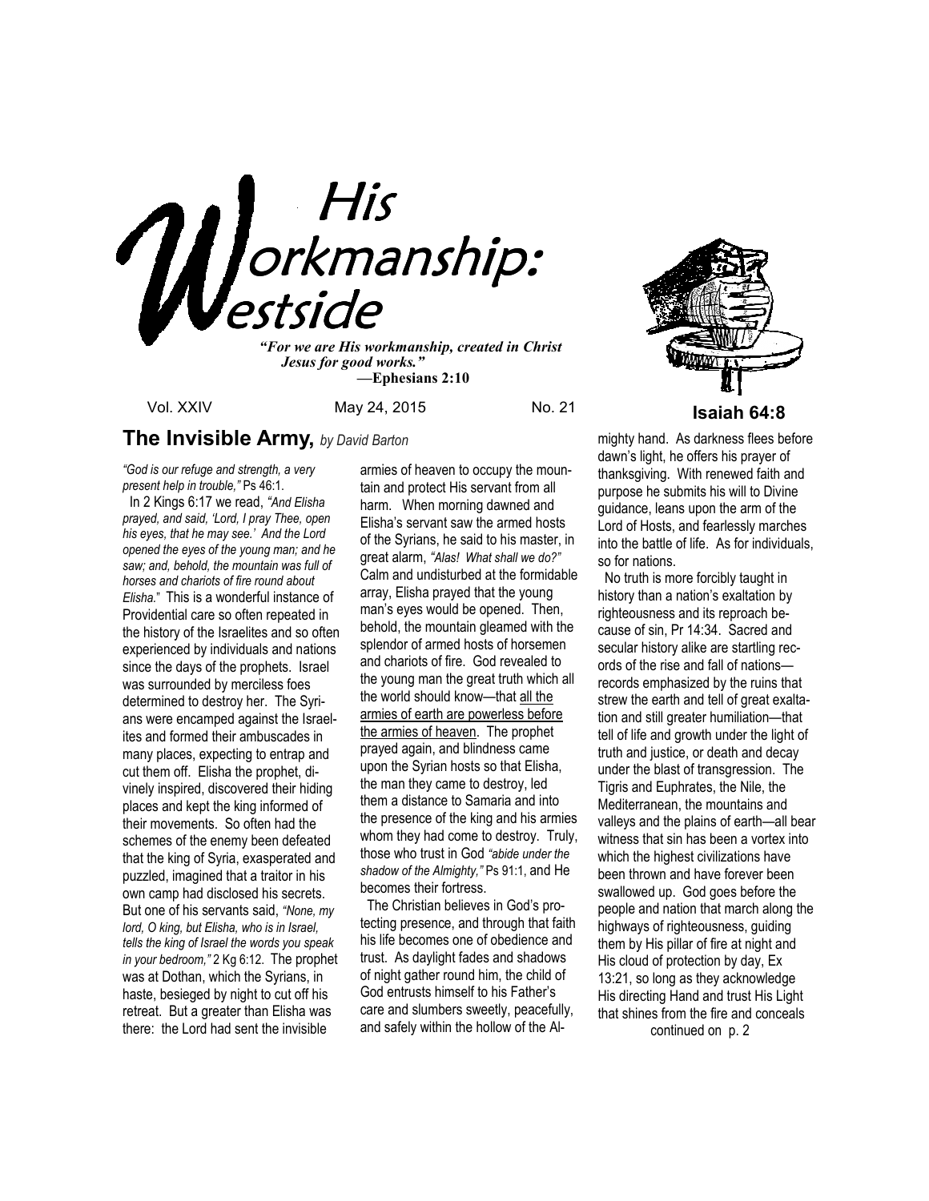# His Workmanship: Westside

***"For we are His workmanship, created in Christ Jesus for good works."***
**—Ephesians 2:10**

Vol. XXIV May 24, 2015 No. 21

**Isaiah 64:8**

## The Invisible Army, *by David Barton*

*"God is our refuge and strength, a very present help in trouble,"* Ps 46:1.

In 2 Kings 6:17 we read, *"And Elisha prayed, and said, 'Lord, I pray Thee, open his eyes, that he may see.' And the Lord opened the eyes of the young man; and he saw; and, behold, the mountain was full of horses and chariots of fire round about Elisha.*" This is a wonderful instance of Providential care so often repeated in the history of the Israelites and so often experienced by individuals and nations since the days of the prophets. Israel was surrounded by merciless foes determined to destroy her. The Syrians were encamped against the Israelites and formed their ambuscades in many places, expecting to entrap and cut them off. Elisha the prophet, divinely inspired, discovered their hiding places and kept the king informed of their movements. So often had the schemes of the enemy been defeated that the king of Syria, exasperated and puzzled, imagined that a traitor in his own camp had disclosed his secrets. But one of his servants said, *"None, my lord, O king, but Elisha, who is in Israel, tells the king of Israel the words you speak in your bedroom,"* 2 Kg 6:12. The prophet was at Dothan, which the Syrians, in haste, besieged by night to cut off his retreat. But a greater than Elisha was there: the Lord had sent the invisible armies of heaven to occupy the mountain and protect His servant from all harm. When morning dawned and Elisha's servant saw the armed hosts of the Syrians, he said to his master, in great alarm, *"Alas! What shall we do?"* Calm and undisturbed at the formidable array, Elisha prayed that the young man's eyes would be opened. Then, behold, the mountain gleamed with the splendor of armed hosts of horsemen and chariots of fire. God revealed to the young man the great truth which all the world should know—that <u>all the armies of earth are powerless before the armies of heaven</u>. The prophet prayed again, and blindness came upon the Syrian hosts so that Elisha, the man they came to destroy, led them a distance to Samaria and into the presence of the king and his armies whom they had come to destroy. Truly, those who trust in God *"abide under the shadow of the Almighty,"* Ps 91:1, and He becomes their fortress.

The Christian believes in God's protecting presence, and through that faith his life becomes one of obedience and trust. As daylight fades and shadows of night gather round him, the child of God entrusts himself to his Father's care and slumbers sweetly, peacefully, and safely within the hollow of the Almighty hand. As darkness flees before dawn's light, he offers his prayer of thanksgiving. With renewed faith and purpose he submits his will to Divine guidance, leans upon the arm of the Lord of Hosts, and fearlessly marches into the battle of life. As for individuals, so for nations.

No truth is more forcibly taught in history than a nation's exaltation by righteousness and its reproach because of sin, Pr 14:34. Sacred and secular history alike are startling records of the rise and fall of nations—records emphasized by the ruins that strew the earth and tell of great exaltation and still greater humiliation—that tell of life and growth under the light of truth and justice, or death and decay under the blast of transgression. The Tigris and Euphrates, the Nile, the Mediterranean, the mountains and valleys and the plains of earth—all bear witness that sin has been a vortex into which the highest civilizations have been thrown and have forever been swallowed up. God goes before the people and nation that march along the highways of righteousness, guiding them by His pillar of fire at night and His cloud of protection by day, Ex 13:21, so long as they acknowledge His directing Hand and trust His Light that shines from the fire and conceals

continued on p. 2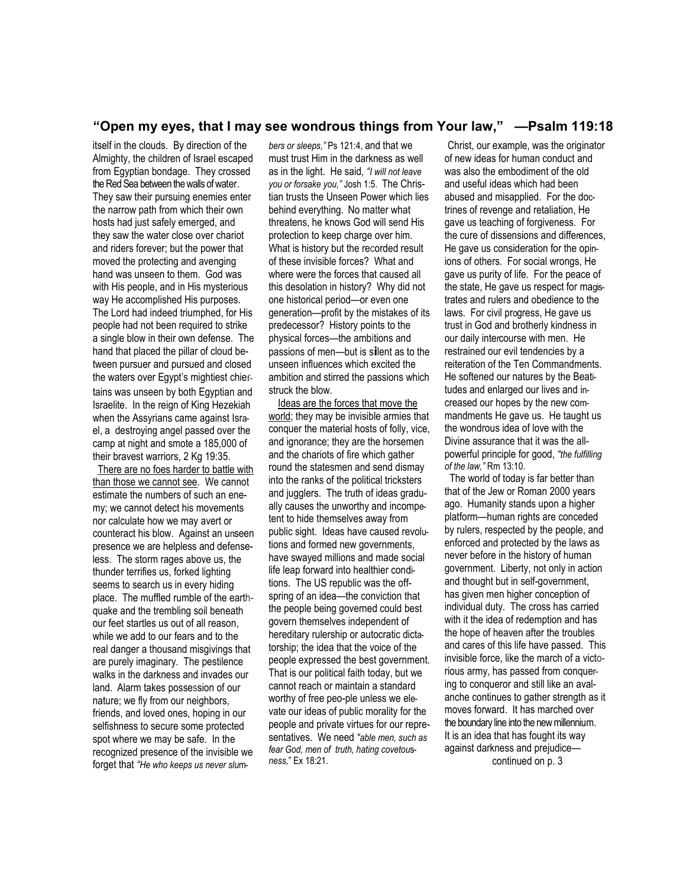## "Open my eyes, that I may see wondrous things from Your law," —Psalm 119:18

itself in the clouds. By direction of the Almighty, the children of Israel escaped from Egyptian bondage. They crossed the Red Sea between the walls of water. They saw their pursuing enemies enter the narrow path from which their own hosts had just safely emerged, and they saw the water close over chariot and riders forever; but the power that moved the protecting and avenging hand was unseen to them. God was with His people, and in His mysterious way He accomplished His purposes. The Lord had indeed triumphed, for His people had not been required to strike a single blow in their own defense. The hand that placed the pillar of cloud between pursuer and pursued and closed the waters over Egypt's mightiest chieftains was unseen by both Egyptian and Israelite. In the reign of King Hezekiah when the Assyrians came against Israel, a destroying angel passed over the camp at night and smote a 185,000 of their bravest warriors, 2 Kg 19:35.

There are no foes harder to battle with than those we cannot see. We cannot estimate the numbers of such an enemy; we cannot detect his movements nor calculate how we may avert or counteract his blow. Against an unseen presence we are helpless and defenseless. The storm rages above us, the thunder terrifies us, forked lighting seems to search us in every hiding place. The muffled rumble of the earthquake and the trembling soil beneath our feet startles us out of all reason, while we add to our fears and to the real danger a thousand misgivings that are purely imaginary. The pestilence walks in the darkness and invades our land. Alarm takes possession of our nature; we fly from our neighbors, friends, and loved ones, hoping in our selfishness to secure some protected spot where we may be safe. In the recognized presence of the invisible we forget that *"He who keeps us never slumbers or sleeps,"* Ps 121:4, and that we must trust Him in the darkness as well as in the light. He said, *"I will not leave you or forsake you,"* Josh 1:5. The Christian trusts the Unseen Power which lies behind everything. No matter what threatens, he knows God will send His protection to keep charge over him. What is history but the recorded result of these invisible forces? What and where were the forces that caused all this desolation in history? Why did not one historical period—or even one generation—profit by the mistakes of its predecessor? History points to the physical forces—the ambitions and passions of men—but is silent as to the unseen influences which excited the ambition and stirred the passions which struck the blow.

Ideas are the forces that move the world; they may be invisible armies that conquer the material hosts of folly, vice, and ignorance; they are the horsemen and the chariots of fire which gather round the statesmen and send dismay into the ranks of the political tricksters and jugglers. The truth of ideas gradually causes the unworthy and incompetent to hide themselves away from public sight. Ideas have caused revolutions and formed new governments, have swayed millions and made social life leap forward into healthier conditions. The US republic was the offspring of an idea—the conviction that the people being governed could best govern themselves independent of hereditary rulership or autocratic dictatorship; the idea that the voice of the people expressed the best government. That is our political faith today, but we cannot reach or maintain a standard worthy of free peo-ple unless we elevate our ideas of public morality for the people and private virtues for our representatives. We need *"able men, such as fear God, men of truth, hating covetousness,"* Ex 18:21.

Christ, our example, was the originator of new ideas for human conduct and was also the embodiment of the old and useful ideas which had been abused and misapplied. For the doctrines of revenge and retaliation, He gave us teaching of forgiveness. For the cure of dissensions and differences, He gave us consideration for the opinions of others. For social wrongs, He gave us purity of life. For the peace of the state, He gave us respect for magistrates and rulers and obedience to the laws. For civil progress, He gave us trust in God and brotherly kindness in our daily intercourse with men. He restrained our evil tendencies by a reiteration of the Ten Commandments. He softened our natures by the Beatitudes and enlarged our lives and increased our hopes by the new commandments He gave us. He taught us the wondrous idea of love with the Divine assurance that it was the all-powerful principle for good, *"the fulfilling of the law,"* Rm 13:10.

The world of today is far better than that of the Jew or Roman 2000 years ago. Humanity stands upon a higher platform—human rights are conceded by rulers, respected by the people, and enforced and protected by the laws as never before in the history of human government. Liberty, not only in action and thought but in self-government, has given men higher conception of individual duty. The cross has carried with it the idea of redemption and has the hope of heaven after the troubles and cares of this life have passed. This invisible force, like the march of a victorious army, has passed from conquering to conqueror and still like an avalanche continues to gather strength as it moves forward. It has marched over the boundary line into the new millennium. It is an idea that has fought its way against darkness and prejudice—

continued on p. 3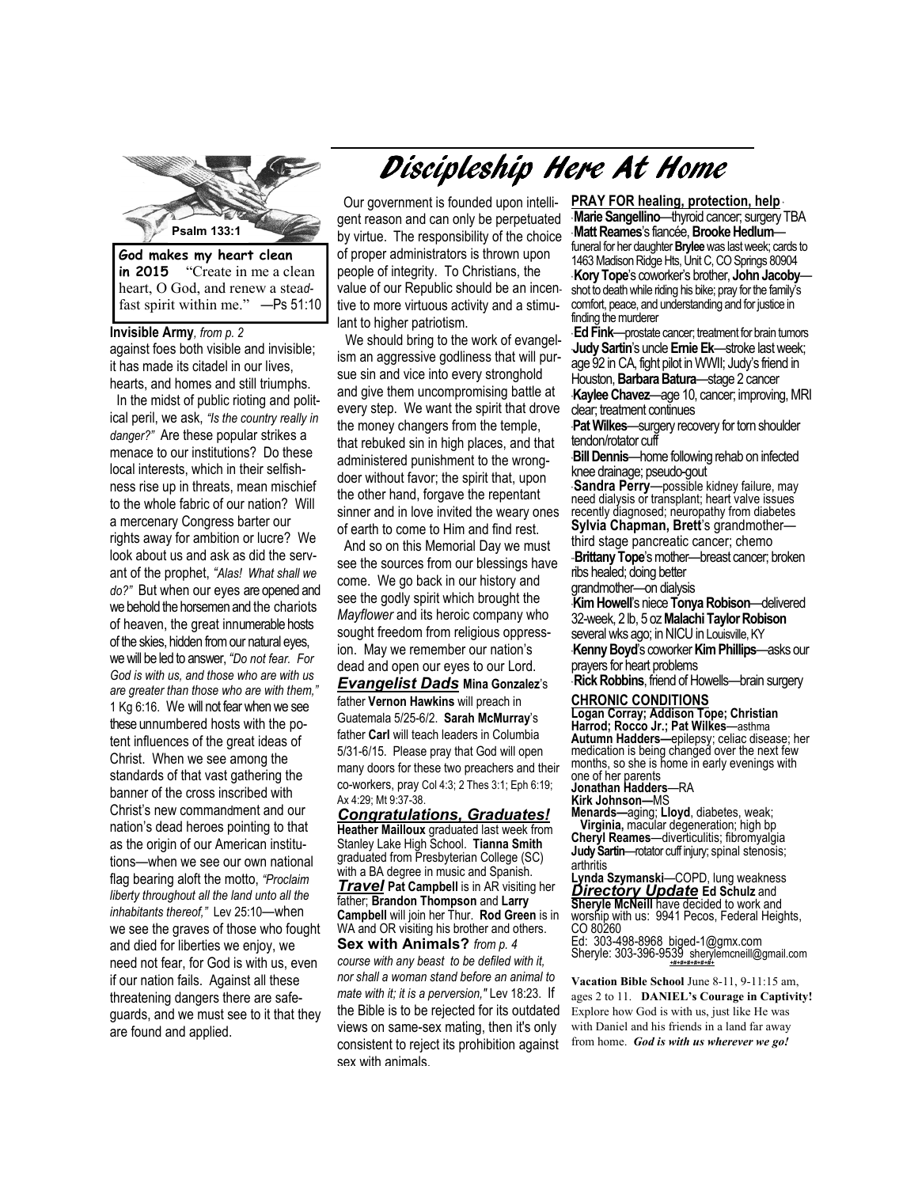Psalm 133:1

**God makes my heart clean in 2015** "Create in me a clean heart, O God, and renew a steadfast spirit within me." —Ps 51:10

**Invisible Army**, *from p. 2*

against foes both visible and invisible; it has made its citadel in our lives, hearts, and homes and still triumphs.

In the midst of public rioting and political peril, we ask, *"Is the country really in danger?"* Are these popular strikes a menace to our institutions? Do these local interests, which in their selfishness rise up in threats, mean mischief to the whole fabric of our nation? Will a mercenary Congress barter our rights away for ambition or lucre? We look about us and ask as did the servant of the prophet, *"Alas! What shall we do?"* But when our eyes are opened and we behold the horsemen and the chariots of heaven, the great innumerable hosts of the skies, hidden from our natural eyes, we will be led to answer, *"Do not fear. For God is with us, and those who are with us are greater than those who are with them,"* 1 Kg 6:16. We will not fear when we see these unnumbered hosts with the potent influences of the great ideas of Christ. When we see among the standards of that vast gathering the banner of the cross inscribed with Christ's new commandment and our nation's dead heroes pointing to that as the origin of our American institutions—when we see our own national flag bearing aloft the motto, *"Proclaim liberty throughout all the land unto all the inhabitants thereof,"* Lev 25:10—when we see the graves of those who fought and died for liberties we enjoy, we need not fear, for God is with us, even if our nation fails. Against all these threatening dangers there are safeguards, and we must see to it that they are found and applied.

# Discipleship Here At Home

Our government is founded upon intelligent reason and can only be perpetuated by virtue. The responsibility of the choice of proper administrators is thrown upon people of integrity. To Christians, the value of our Republic should be an incentive to more virtuous activity and a stimulant to higher patriotism.

We should bring to the work of evangelism an aggressive godliness that will pursue sin and vice into every stronghold and give them uncompromising battle at every step. We want the spirit that drove the money changers from the temple, that rebuked sin in high places, and that administered punishment to the wrongdoer without favor; the spirit that, upon the other hand, forgave the repentant sinner and in love invited the weary ones of earth to come to Him and find rest.

And so on this Memorial Day we must see the sources from our blessings have come. We go back in our history and see the godly spirit which brought the *Mayflower* and its heroic company who sought freedom from religious oppression. May we remember our nation's dead and open our eyes to our Lord.

***Evangelist Dads*** **Mina Gonzalez**'s father **Vernon Hawkins** will preach in Guatemala 5/25-6/2. **Sarah McMurray**'s father **Carl** will teach leaders in Columbia 5/31-6/15. Please pray that God will open many doors for these two preachers and their co-workers, pray Col 4:3; 2 Thes 3:1; Eph 6:19; Ax 4:29; Mt 9:37-38.

***Congratulations, Graduates!*** **Heather Mailloux** graduated last week from Stanley Lake High School. **Tianna Smith** graduated from Presbyterian College (SC) with a BA degree in music and Spanish.

***Travel*** **Pat Campbell** is in AR visiting her father; **Brandon Thompson** and **Larry Campbell** will join her Thur. **Rod Green** is in WA and OR visiting his brother and others.

**Sex with Animals?** *from p. 4*

*course with any beast to be defiled with it, nor shall a woman stand before an animal to mate with it; it is a perversion,"* Lev 18:23. If the Bible is to be rejected for its outdated views on same-sex mating, then it's only consistent to reject its prohibition against sex with animals.

**PRAY FOR healing, protection, help**

- **Marie Sangellino**—thyroid cancer; surgery TBA
- **Matt Reames**'s fiancée, **Brooke Hedlum**—funeral for her daughter **Brylee** was last week; cards to 1463 Madison Ridge Hts, Unit C, CO Springs 80904
- **Kory Tope**'s coworker's brother, **John Jacoby**—shot to death while riding his bike; pray for the family's comfort, peace, and understanding and for justice in finding the murderer
- **Ed Fink**—prostate cancer; treatment for brain tumors
- **Judy Sartin**'s uncle **Ernie Ek**—stroke last week; age 92 in CA, fight pilot in WWII; Judy's friend in Houston, **Barbara Batura**—stage 2 cancer
- **Kaylee Chavez**—age 10, cancer; improving, MRI clear; treatment continues
- **Pat Wilkes**—surgery recovery for torn shoulder tendon/rotator cuff
- **Bill Dennis**—home following rehab on infected knee drainage; pseudo-gout
- **Sandra Perry**—possible kidney failure, may need dialysis or transplant; heart valve issues recently diagnosed; neuropathy from diabetes
- **Sylvia Chapman, Brett**'s grandmother—third stage pancreatic cancer; chemo
- **Brittany Tope**'s mother—breast cancer; broken ribs healed; doing better grandmother—on dialysis
- **Kim Howell**'s niece **Tonya Robison**—delivered 32-week, 2 lb, 5 oz **Malachi Taylor Robison** several wks ago; in NICU in Louisville, KY
- **Kenny Boyd**'s coworker **Kim Phillips**—asks our prayers for heart problems
- **Rick Robbins**, friend of Howells—brain surgery

**CHRONIC CONDITIONS**

**Logan Corray; Addison Tope; Christian Harrod; Rocco Jr.; Pat Wilkes**—asthma
**Autumn Hadders—**epilepsy; celiac disease; her medication is being changed over the next few months, so she is home in early evenings with one of her parents
**Jonathan Hadders**—RA
**Kirk Johnson—**MS
**Menards—**aging; **Lloyd**, diabetes, weak; **Virginia,** macular degeneration; high bp
**Cheryl Reames**—diverticulitis; fibromyalgia
**Judy Sartin**—rotator cuff injury; spinal stenosis; arthritis
**Lynda Szymanski**—COPD, lung weakness

***Directory Update*** **Ed Schulz** and **Sheryle McNeill** have decided to work and worship with us: 9941 Pecos, Federal Heights, CO 80260
Ed: 303-498-8968 biged-1@gmx.com
Sheryle: 303-396-9539 sherylemcneill@gmail.com

**Vacation Bible School** June 8-11, 9-11:15 am, ages 2 to 11. **DANIEL's Courage in Captivity!** Explore how God is with us, just like He was with Daniel and his friends in a land far away from home. ***God is with us wherever we go!***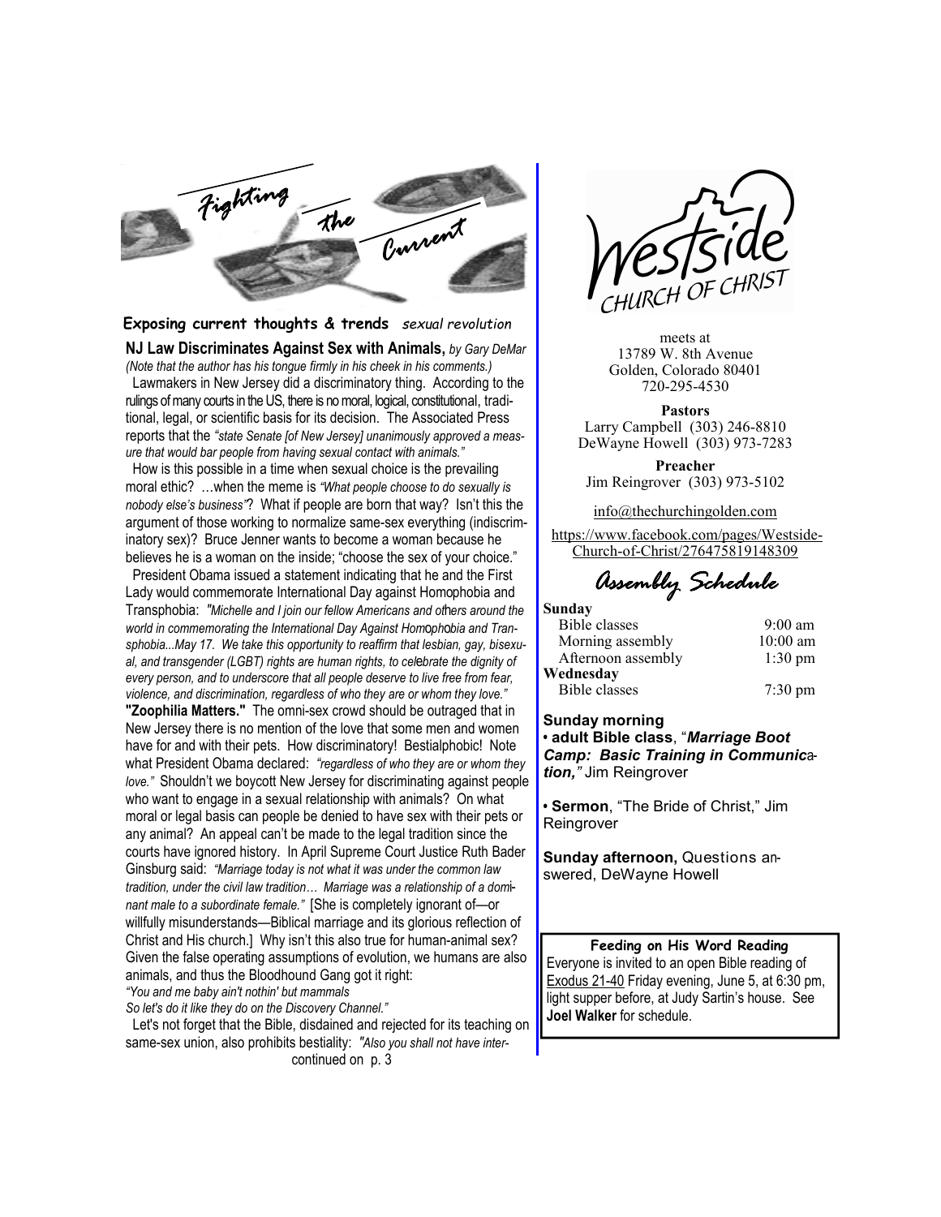# Fighting the Current

**Exposing current thoughts & trends** *sexual revolution*

**NJ Law Discriminates Against Sex with Animals,** *by Gary DeMar (Note that the author has his tongue firmly in his cheek in his comments.)*

Lawmakers in New Jersey did a discriminatory thing. According to the rulings of many courts in the US, there is no moral, logical, constitutional, traditional, legal, or scientific basis for its decision. The Associated Press reports that the *"state Senate [of New Jersey] unanimously approved a measure that would bar people from having sexual contact with animals."*

How is this possible in a time when sexual choice is the prevailing moral ethic? …when the meme is *"What people choose to do sexually is nobody else's business"*? What if people are born that way? Isn't this the argument of those working to normalize same-sex everything (indiscriminatory sex)? Bruce Jenner wants to become a woman because he believes he is a woman on the inside; "choose the sex of your choice."

President Obama issued a statement indicating that he and the First Lady would commemorate International Day against Homophobia and Transphobia: *"Michelle and I join our fellow Americans and others around the world in commemorating the International Day Against Homophobia and Transphobia...May 17. We take this opportunity to reaffirm that lesbian, gay, bisexual, and transgender (LGBT) rights are human rights, to celebrate the dignity of every person, and to underscore that all people deserve to live free from fear, violence, and discrimination, regardless of who they are or whom they love."*

**"Zoophilia Matters."** The omni-sex crowd should be outraged that in New Jersey there is no mention of the love that some men and women have for and with their pets. How discriminatory! Bestialphobic! Note what President Obama declared: *"regardless of who they are or whom they love."* Shouldn't we boycott New Jersey for discriminating against people who want to engage in a sexual relationship with animals? On what moral or legal basis can people be denied to have sex with their pets or any animal? An appeal can't be made to the legal tradition since the courts have ignored history. In April Supreme Court Justice Ruth Bader Ginsburg said: *"Marriage today is not what it was under the common law tradition, under the civil law tradition… Marriage was a relationship of a dominant male to a subordinate female."* [She is completely ignorant of—or willfully misunderstands—Biblical marriage and its glorious reflection of Christ and His church.] Why isn't this also true for human-animal sex? Given the false operating assumptions of evolution, we humans are also animals, and thus the Bloodhound Gang got it right:

*"You and me baby ain't nothin' but mammals*
*So let's do it like they do on the Discovery Channel."*

Let's not forget that the Bible, disdained and rejected for its teaching on same-sex union, also prohibits bestiality: *"Also you shall not have inter-*

continued on p. 3

---

**Westside CHURCH OF CHRIST**

meets at
13789 W. 8th Avenue
Golden, Colorado 80401
720-295-4530

**Pastors**
Larry Campbell (303) 246-8810
DeWayne Howell (303) 973-7283

**Preacher**
Jim Reingrover (303) 973-5102

info@thechurchingolden.com

https://www.facebook.com/pages/Westside-Church-of-Christ/276475819148309

## Assembly Schedule

| | |
|---|---|
| **Sunday** | |
| Bible classes | 9:00 am |
| Morning assembly | 10:00 am |
| Afternoon assembly | 1:30 pm |
| **Wednesday** | |
| Bible classes | 7:30 pm |

**Sunday morning**

- **adult Bible class**, "***Marriage Boot Camp: Basic Training in Communication,"*** Jim Reingrover
- **Sermon**, "The Bride of Christ," Jim Reingrover

**Sunday afternoon,** Questions answered, DeWayne Howell

**Feeding on His Word Reading**

Everyone is invited to an open Bible reading of Exodus 21-40 Friday evening, June 5, at 6:30 pm, light supper before, at Judy Sartin's house. See **Joel Walker** for schedule.